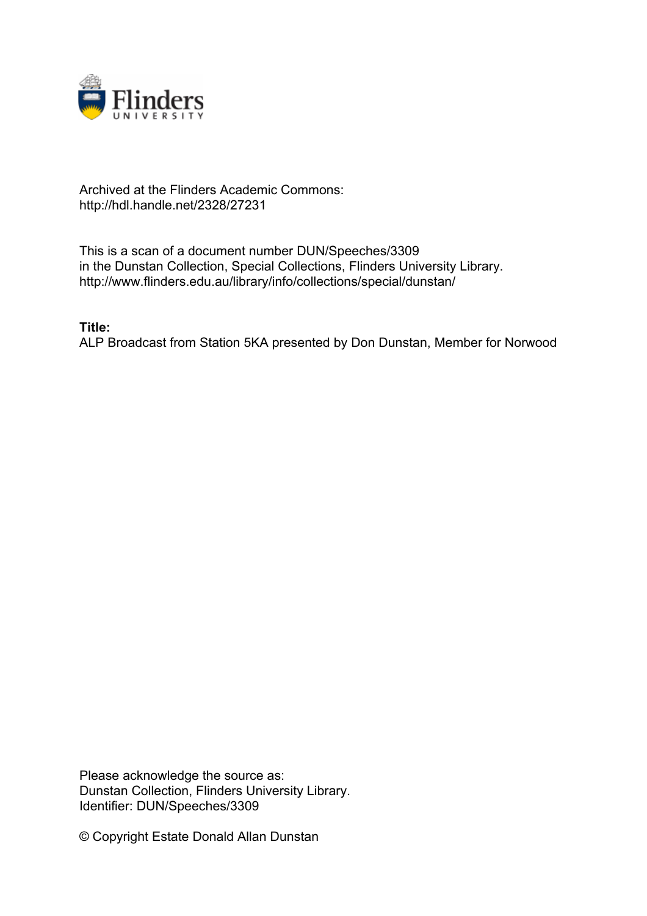Archived at the Flinders Academic Commons:
http://hdl.handle.net/2328/27231

This is a scan of a document number DUN/Speeches/3309
in the Dunstan Collection, Special Collections, Flinders University Library.
http://www.flinders.edu.au/library/info/collections/special/dunstan/

**Title:**
ALP Broadcast from Station 5KA presented by Don Dunstan, Member for Norwood

Please acknowledge the source as:
Dunstan Collection, Flinders University Library.
Identifier: DUN/Speeches/3309

© Copyright Estate Donald Allan Dunstan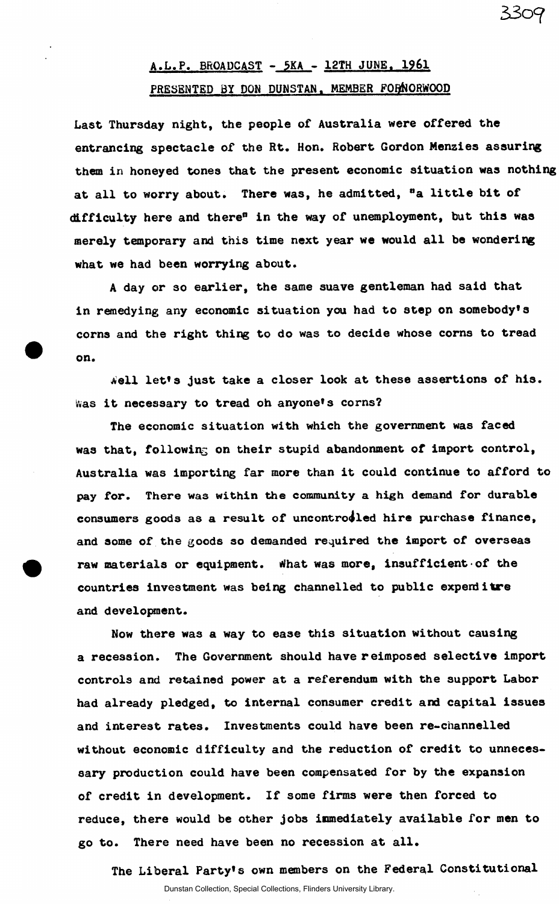## A.L.P. BROADCAST - 5KA - 12TH JUNE, 1961

## PRESENTED BY DON DUNSTAN, MEMBER FOR NORWOOD

Last Thursday night, the people of Australia were offered the entrancing spectacle of the Rt. Hon. Robert Gordon Menzies assuring them in honeyed tones that the present economic situation was nothing at all to worry about. There was, he admitted, "a little bit of difficulty here and there" in the way of unemployment, but this was merely temporary and this time next year we would all be wondering what we had been worrying about.

A day or so earlier, the same suave gentleman had said that in remedying any economic situation you had to step on somebody's corns and the right thing to do was to decide whose corns to tread on.

Well let's just take a closer look at these assertions of his. Was it necessary to tread oh anyone's corns?

The economic situation with which the government was faced was that, following on their stupid abandonment of import control, Australia was importing far more than it could continue to afford to pay for. There was within the community a high demand for durable consumers goods as a result of uncontrolled hire purchase finance, and some of the goods so demanded required the import of overseas raw materials or equipment. What was more, insufficient of the countries investment was being channelled to public expenditure and development.

Now there was a way to ease this situation without causing a recession. The Government should have reimposed selective import controls and retained power at a referendum with the support Labor had already pledged, to internal consumer credit and capital issues and interest rates. Investments could have been re-channelled without economic difficulty and the reduction of credit to unnecessary production could have been compensated for by the expansion of credit in development. If some firms were then forced to reduce, there would be other jobs immediately available for men to go to. There need have been no recession at all.

The Liberal Party's own members on the Federal Constitutional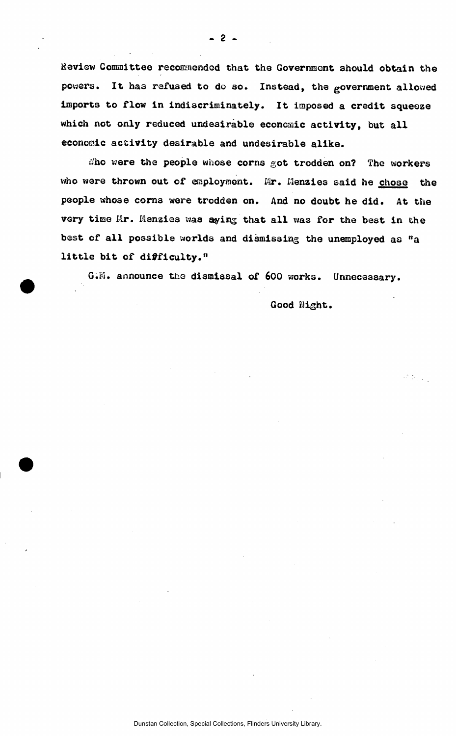Review Committee recommended that the Government should obtain the powers. It has refused to do so. Instead, the government allowed imports to flow in indiscriminately. It imposed a credit squeeze which not only reduced undesirable economic activity, but all economic activity desirable and undesirable alike.

Who were the people whose corns got trodden on? The workers who were thrown out of employment. Mr. Menzies said he chose the people whose corns were trodden on. And no doubt he did. At the very time Mr. Menzies was saying that all was for the best in the best of all possible worlds and dismissing the unemployed as "a little bit of difficulty."

G.M. announce the dismissal of 600 works. Unnecessary.

Good Night.

Dunstan Collection, Special Collections, Flinders University Library.